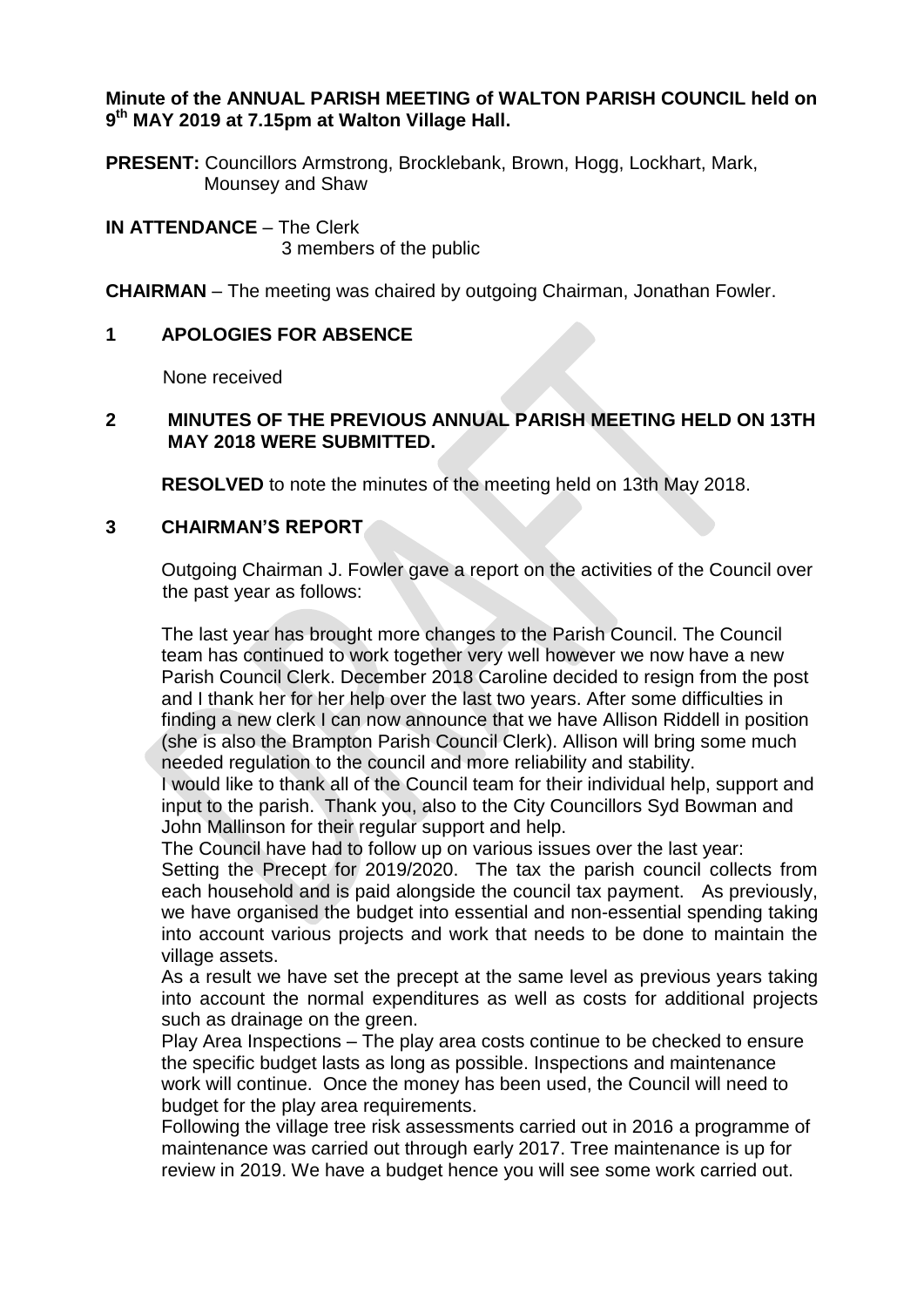**Minute of the ANNUAL PARISH MEETING of WALTON PARISH COUNCIL held on 9th MAY 2019 at 7.15pm at Walton Village Hall.**

**PRESENT:** Councillors Armstrong, Brocklebank, Brown, Hogg, Lockhart, Mark, Mounsey and Shaw

**IN ATTENDANCE** – The Clerk
3 members of the public

**CHAIRMAN** – The meeting was chaired by outgoing Chairman, Jonathan Fowler.

## 1 APOLOGIES FOR ABSENCE

None received

## 2 MINUTES OF THE PREVIOUS ANNUAL PARISH MEETING HELD ON 13TH MAY 2018 WERE SUBMITTED.

**RESOLVED** to note the minutes of the meeting held on 13th May 2018.

## 3 CHAIRMAN'S REPORT

Outgoing Chairman J. Fowler gave a report on the activities of the Council over the past year as follows:

The last year has brought more changes to the Parish Council. The Council team has continued to work together very well however we now have a new Parish Council Clerk. December 2018 Caroline decided to resign from the post and I thank her for her help over the last two years. After some difficulties in finding a new clerk I can now announce that we have Allison Riddell in position (she is also the Brampton Parish Council Clerk). Allison will bring some much needed regulation to the council and more reliability and stability.

I would like to thank all of the Council team for their individual help, support and input to the parish. Thank you, also to the City Councillors Syd Bowman and John Mallinson for their regular support and help.

The Council have had to follow up on various issues over the last year:

Setting the Precept for 2019/2020. The tax the parish council collects from each household and is paid alongside the council tax payment. As previously, we have organised the budget into essential and non-essential spending taking into account various projects and work that needs to be done to maintain the village assets.

As a result we have set the precept at the same level as previous years taking into account the normal expenditures as well as costs for additional projects such as drainage on the green.

Play Area Inspections – The play area costs continue to be checked to ensure the specific budget lasts as long as possible. Inspections and maintenance work will continue. Once the money has been used, the Council will need to budget for the play area requirements.

Following the village tree risk assessments carried out in 2016 a programme of maintenance was carried out through early 2017. Tree maintenance is up for review in 2019. We have a budget hence you will see some work carried out.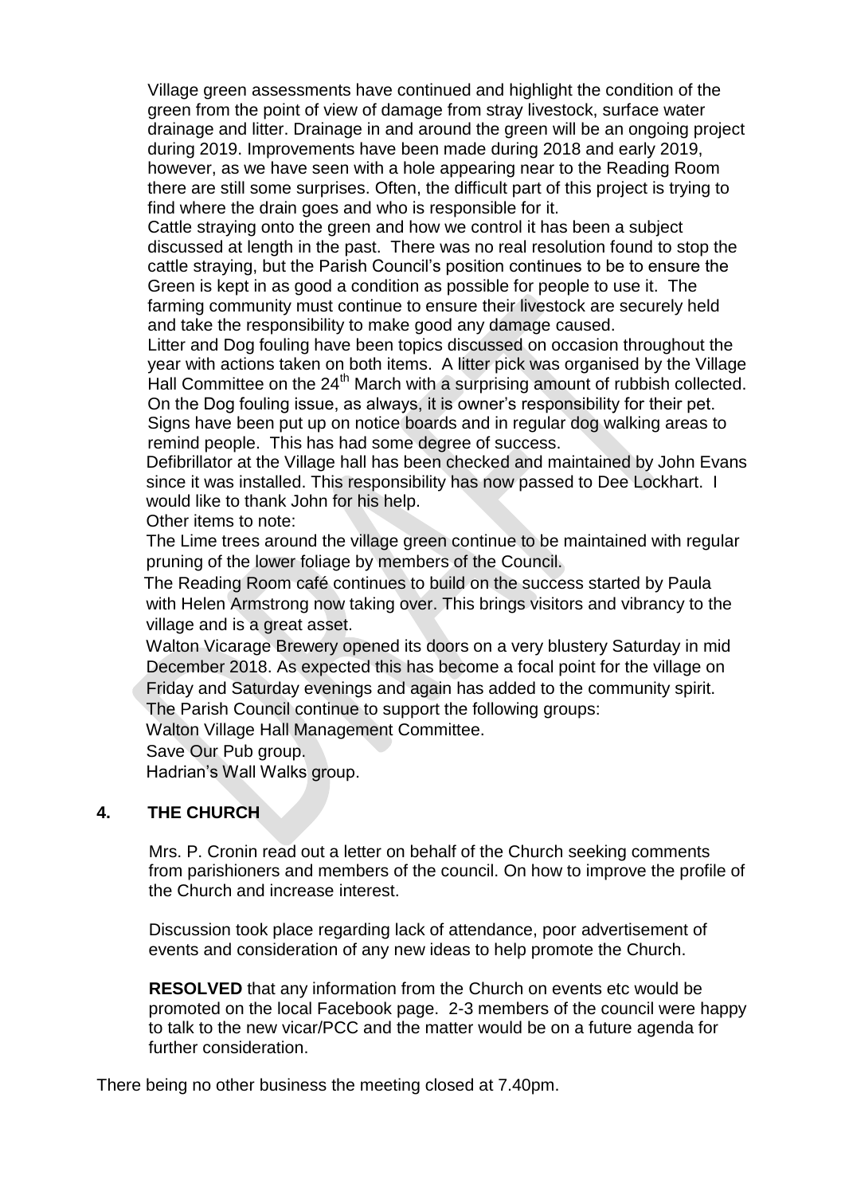Village green assessments have continued and highlight the condition of the green from the point of view of damage from stray livestock, surface water drainage and litter. Drainage in and around the green will be an ongoing project during 2019. Improvements have been made during 2018 and early 2019, however, as we have seen with a hole appearing near to the Reading Room there are still some surprises. Often, the difficult part of this project is trying to find where the drain goes and who is responsible for it.

Cattle straying onto the green and how we control it has been a subject discussed at length in the past. There was no real resolution found to stop the cattle straying, but the Parish Council's position continues to be to ensure the Green is kept in as good a condition as possible for people to use it. The farming community must continue to ensure their livestock are securely held and take the responsibility to make good any damage caused.

Litter and Dog fouling have been topics discussed on occasion throughout the year with actions taken on both items. A litter pick was organised by the Village Hall Committee on the 24th March with a surprising amount of rubbish collected. On the Dog fouling issue, as always, it is owner's responsibility for their pet. Signs have been put up on notice boards and in regular dog walking areas to remind people. This has had some degree of success.

Defibrillator at the Village hall has been checked and maintained by John Evans since it was installed. This responsibility has now passed to Dee Lockhart. I would like to thank John for his help.

Other items to note:

The Lime trees around the village green continue to be maintained with regular pruning of the lower foliage by members of the Council.

The Reading Room café continues to build on the success started by Paula with Helen Armstrong now taking over. This brings visitors and vibrancy to the village and is a great asset.

Walton Vicarage Brewery opened its doors on a very blustery Saturday in mid December 2018. As expected this has become a focal point for the village on Friday and Saturday evenings and again has added to the community spirit.

The Parish Council continue to support the following groups:

Walton Village Hall Management Committee.

Save Our Pub group.

Hadrian's Wall Walks group.

## 4. THE CHURCH

Mrs. P. Cronin read out a letter on behalf of the Church seeking comments from parishioners and members of the council. On how to improve the profile of the Church and increase interest.

Discussion took place regarding lack of attendance, poor advertisement of events and consideration of any new ideas to help promote the Church.

**RESOLVED** that any information from the Church on events etc would be promoted on the local Facebook page. 2-3 members of the council were happy to talk to the new vicar/PCC and the matter would be on a future agenda for further consideration.

There being no other business the meeting closed at 7.40pm.